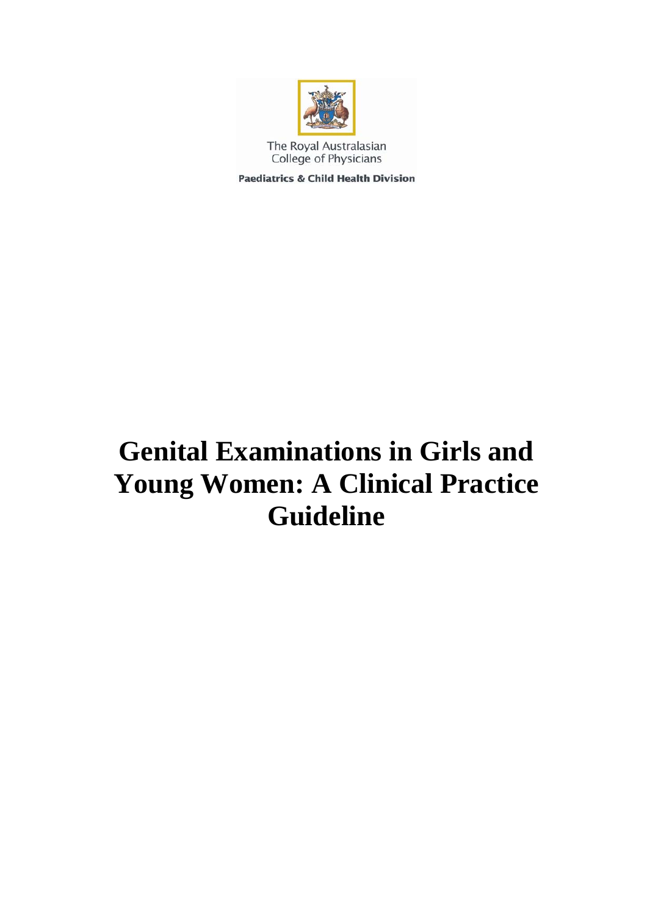The Royal Australasian College of Physicians

**Paediatrics & Child Health Division**

# Genital Examinations in Girls and Young Women: A Clinical Practice Guideline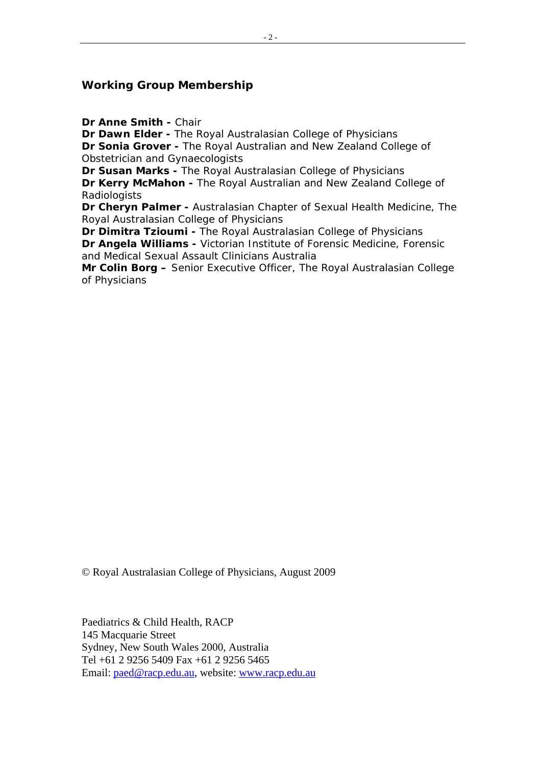## Working Group Membership

**Dr Anne Smith -** Chair
**Dr Dawn Elder -** The Royal Australasian College of Physicians
**Dr Sonia Grover -** The Royal Australian and New Zealand College of Obstetrician and Gynaecologists
**Dr Susan Marks -** The Royal Australasian College of Physicians
**Dr Kerry McMahon -** The Royal Australian and New Zealand College of Radiologists
**Dr Cheryn Palmer -** Australasian Chapter of Sexual Health Medicine, The Royal Australasian College of Physicians
**Dr Dimitra Tzioumi -** The Royal Australasian College of Physicians
**Dr Angela Williams -** Victorian Institute of Forensic Medicine, Forensic and Medical Sexual Assault Clinicians Australia
**Mr Colin Borg –** Senior Executive Officer, The Royal Australasian College of Physicians

© Royal Australasian College of Physicians, August 2009

Paediatrics & Child Health, RACP
145 Macquarie Street
Sydney, New South Wales 2000, Australia
Tel +61 2 9256 5409 Fax +61 2 9256 5465
Email: paed@racp.edu.au, website: www.racp.edu.au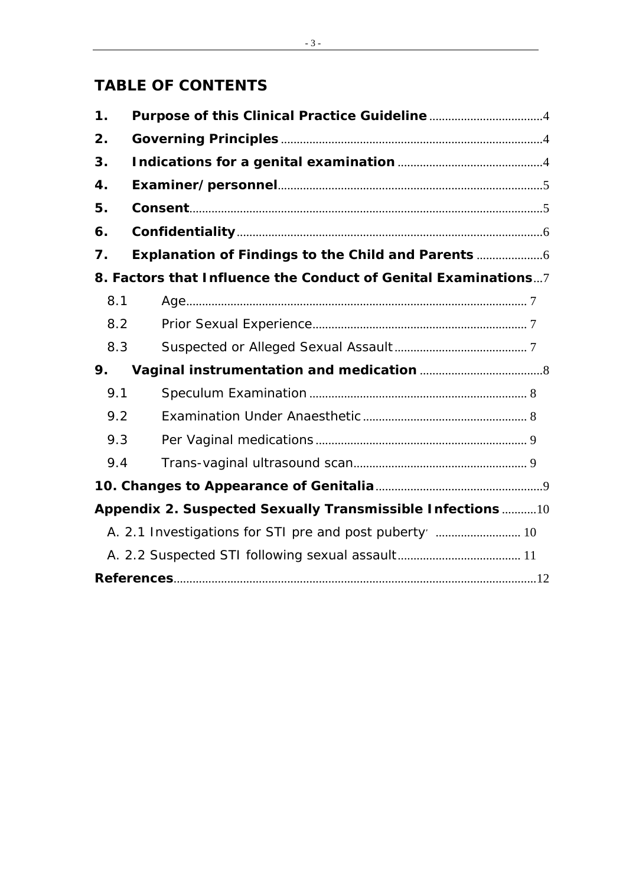# TABLE OF CONTENTS

**1. Purpose of this Clinical Practice Guideline** .......... 4

**2. Governing Principles** .......... 4

**3. Indications for a genital examination** .......... 4

**4. Examiner/personnel** .......... 5

**5. Consent** .......... 5

**6. Confidentiality** .......... 6

**7. Explanation of Findings to the Child and Parents** .......... 6

**8. Factors that Influence the Conduct of Genital Examinations** .......... 7

- 8.1 Age .......... 7
- 8.2 Prior Sexual Experience .......... 7
- 8.3 Suspected or Alleged Sexual Assault .......... 7

**9. Vaginal instrumentation and medication** .......... 8

- 9.1 Speculum Examination .......... 8
- 9.2 Examination Under Anaesthetic .......... 8
- 9.3 Per Vaginal medications .......... 9
- 9.4 Trans-vaginal ultrasound scan .......... 9

**10. Changes to Appearance of Genitalia** .......... 9

**Appendix 2. Suspected Sexually Transmissible Infections** .......... 10

- A. 2.1 Investigations for STI pre and post puberty .......... 10
- A. 2.2 Suspected STI following sexual assault .......... 11

**References** .......... 12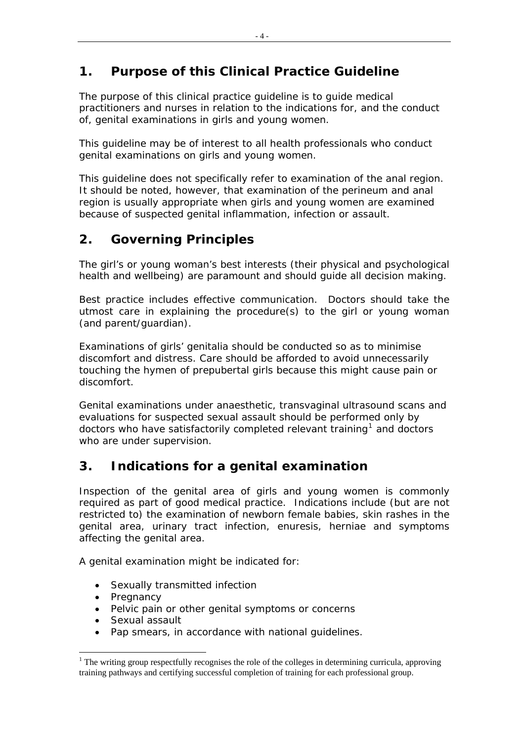## 1. Purpose of this Clinical Practice Guideline

The purpose of this clinical practice guideline is to guide medical practitioners and nurses in relation to the indications for, and the conduct of, genital examinations in girls and young women.

This guideline may be of interest to all health professionals who conduct genital examinations on girls and young women.

This guideline does not specifically refer to examination of the anal region. It should be noted, however, that examination of the perineum and anal region is usually appropriate when girls and young women are examined because of suspected genital inflammation, infection or assault.

## 2. Governing Principles

The girl's or young woman's best interests (their physical and psychological health and wellbeing) are paramount and should guide all decision making.

Best practice includes effective communication. Doctors should take the utmost care in explaining the procedure(s) to the girl or young woman (and parent/guardian).

Examinations of girls' genitalia should be conducted so as to minimise discomfort and distress. Care should be afforded to avoid unnecessarily touching the hymen of prepubertal girls because this might cause pain or discomfort.

Genital examinations under anaesthetic, transvaginal ultrasound scans and evaluations for suspected sexual assault should be performed only by doctors who have satisfactorily completed relevant training[1] and doctors who are under supervision.

## 3. Indications for a genital examination

Inspection of the genital area of girls and young women is commonly required as part of good medical practice. Indications include (but are not restricted to) the examination of newborn female babies, skin rashes in the genital area, urinary tract infection, enuresis, herniae and symptoms affecting the genital area.

A genital examination might be indicated for:

- Sexually transmitted infection
- Pregnancy
- Pelvic pain or other genital symptoms or concerns
- Sexual assault
- Pap smears, in accordance with national guidelines.

[1] The writing group respectfully recognises the role of the colleges in determining curricula, approving training pathways and certifying successful completion of training for each professional group.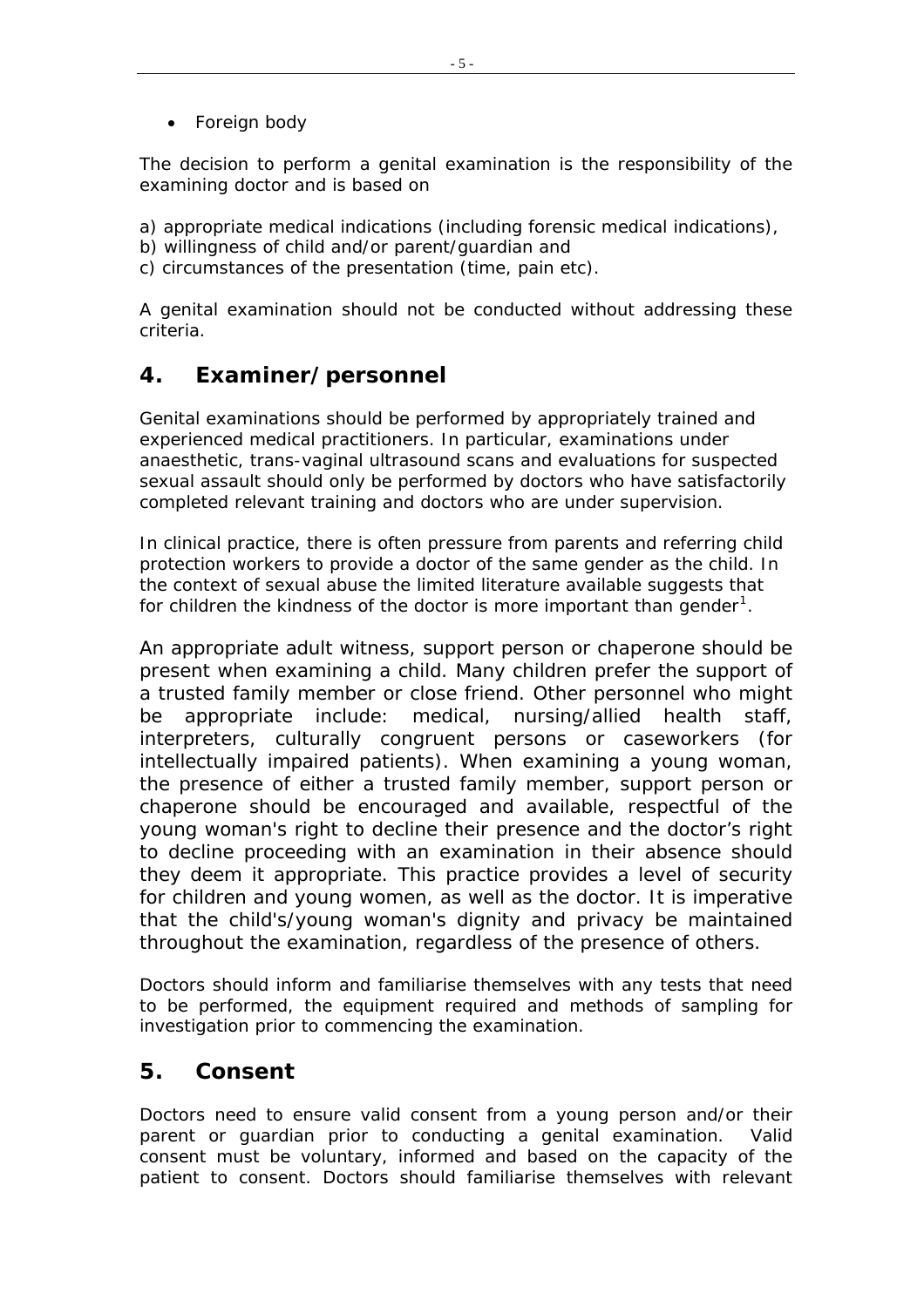- Foreign body

The decision to perform a genital examination is the responsibility of the examining doctor and is based on

a) appropriate medical indications (including forensic medical indications),
b) willingness of child and/or parent/guardian and
c) circumstances of the presentation (time, pain etc).

A genital examination should not be conducted without addressing these criteria.

## 4. Examiner/personnel

Genital examinations should be performed by appropriately trained and experienced medical practitioners. In particular, examinations under anaesthetic, trans-vaginal ultrasound scans and evaluations for suspected sexual assault should only be performed by doctors who have satisfactorily completed relevant training and doctors who are under supervision.

In clinical practice, there is often pressure from parents and referring child protection workers to provide a doctor of the same gender as the child. In the context of sexual abuse the limited literature available suggests that for children the kindness of the doctor is more important than gender[1].

An appropriate adult witness, support person or chaperone should be present when examining a child. Many children prefer the support of a trusted family member or close friend. Other personnel who might be appropriate include: medical, nursing/allied health staff, interpreters, culturally congruent persons or caseworkers (for intellectually impaired patients). When examining a young woman, the presence of either a trusted family member, support person or chaperone should be encouraged and available, respectful of the young woman's right to decline their presence and the doctor's right to decline proceeding with an examination in their absence should they deem it appropriate. This practice provides a level of security for children and young women, as well as the doctor. It is imperative that the child's/young woman's dignity and privacy be maintained throughout the examination, regardless of the presence of others.

Doctors should inform and familiarise themselves with any tests that need to be performed, the equipment required and methods of sampling for investigation prior to commencing the examination.

## 5. Consent

Doctors need to ensure valid consent from a young person and/or their parent or guardian prior to conducting a genital examination. Valid consent must be voluntary, informed and based on the capacity of the patient to consent. Doctors should familiarise themselves with relevant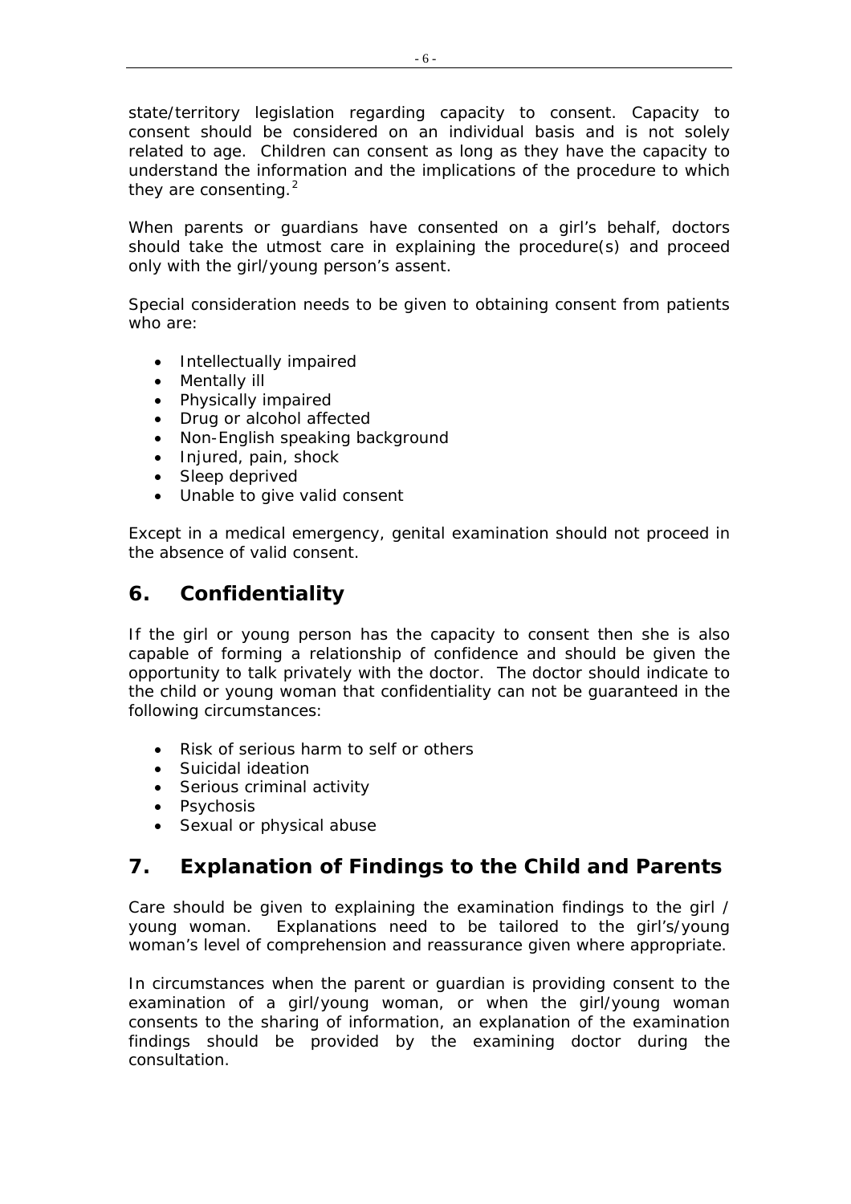state/territory legislation regarding capacity to consent. Capacity to consent should be considered on an individual basis and is not solely related to age. Children can consent as long as they have the capacity to understand the information and the implications of the procedure to which they are consenting.[2]

When parents or guardians have consented on a girl's behalf, doctors should take the utmost care in explaining the procedure(s) and proceed only with the girl/young person's assent.

Special consideration needs to be given to obtaining consent from patients who are:

- Intellectually impaired
- Mentally ill
- Physically impaired
- Drug or alcohol affected
- Non-English speaking background
- Injured, pain, shock
- Sleep deprived
- Unable to give valid consent

Except in a medical emergency, genital examination should not proceed in the absence of valid consent.

## 6. Confidentiality

If the girl or young person has the capacity to consent then she is also capable of forming a relationship of confidence and should be given the opportunity to talk privately with the doctor. The doctor should indicate to the child or young woman that confidentiality can not be guaranteed in the following circumstances:

- Risk of serious harm to self or others
- Suicidal ideation
- Serious criminal activity
- Psychosis
- Sexual or physical abuse

## 7. Explanation of Findings to the Child and Parents

Care should be given to explaining the examination findings to the girl / young woman. Explanations need to be tailored to the girl's/young woman's level of comprehension and reassurance given where appropriate.

In circumstances when the parent or guardian is providing consent to the examination of a girl/young woman, or when the girl/young woman consents to the sharing of information, an explanation of the examination findings should be provided by the examining doctor during the consultation.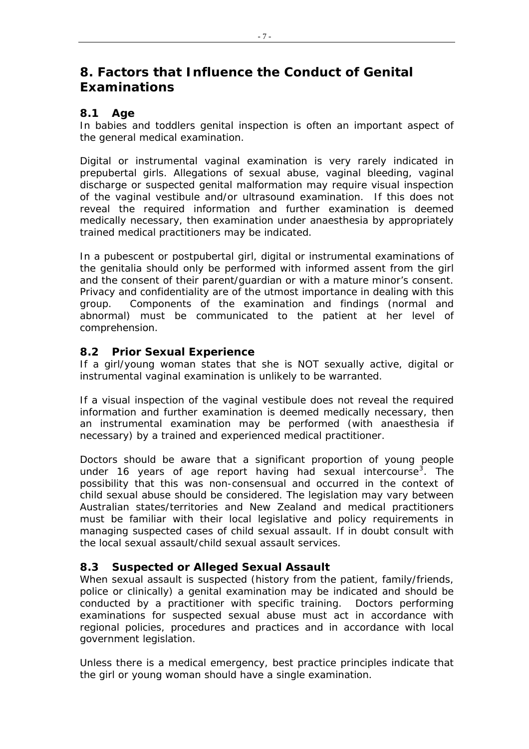## 8. Factors that Influence the Conduct of Genital Examinations

### 8.1 Age

In babies and toddlers genital inspection is often an important aspect of the general medical examination.

Digital or instrumental vaginal examination is very rarely indicated in prepubertal girls. Allegations of sexual abuse, vaginal bleeding, vaginal discharge or suspected genital malformation may require visual inspection of the vaginal vestibule and/or ultrasound examination. If this does not reveal the required information and further examination is deemed medically necessary, then examination under anaesthesia by appropriately trained medical practitioners may be indicated.

In a pubescent or postpubertal girl, digital or instrumental examinations of the genitalia should only be performed with informed assent from the girl and the consent of their parent/guardian or with a mature minor's consent. Privacy and confidentiality are of the utmost importance in dealing with this group. Components of the examination and findings (normal and abnormal) must be communicated to the patient at her level of comprehension.

### 8.2 Prior Sexual Experience

If a girl/young woman states that she is NOT sexually active, digital or instrumental vaginal examination is unlikely to be warranted.

If a visual inspection of the vaginal vestibule does not reveal the required information and further examination is deemed medically necessary, then an instrumental examination may be performed (with anaesthesia if necessary) by a trained and experienced medical practitioner.

Doctors should be aware that a significant proportion of young people under 16 years of age report having had sexual intercourse[3]. The possibility that this was non-consensual and occurred in the context of child sexual abuse should be considered. The legislation may vary between Australian states/territories and New Zealand and medical practitioners must be familiar with their local legislative and policy requirements in managing suspected cases of child sexual assault. If in doubt consult with the local sexual assault/child sexual assault services.

### 8.3 Suspected or Alleged Sexual Assault

When sexual assault is suspected (history from the patient, family/friends, police or clinically) a genital examination may be indicated and should be conducted by a practitioner with specific training. Doctors performing examinations for suspected sexual abuse must act in accordance with regional policies, procedures and practices and in accordance with local government legislation.

Unless there is a medical emergency, best practice principles indicate that the girl or young woman should have a single examination.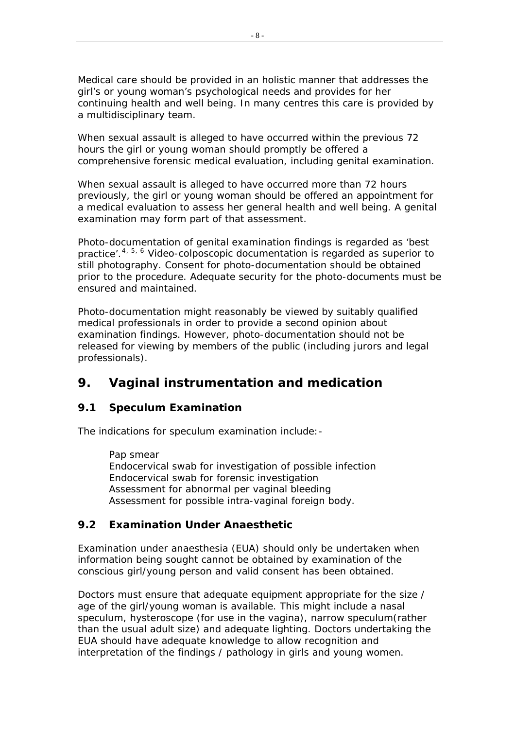Medical care should be provided in an holistic manner that addresses the girl's or young woman's psychological needs and provides for her continuing health and well being. In many centres this care is provided by a multidisciplinary team.

When sexual assault is alleged to have occurred within the previous 72 hours the girl or young woman should promptly be offered a comprehensive forensic medical evaluation, including genital examination.

When sexual assault is alleged to have occurred more than 72 hours previously, the girl or young woman should be offered an appointment for a medical evaluation to assess her general health and well being. A genital examination may form part of that assessment.

Photo-documentation of genital examination findings is regarded as 'best practice'.[4, 5, 6] Video-colposcopic documentation is regarded as superior to still photography. Consent for photo-documentation should be obtained prior to the procedure. Adequate security for the photo-documents must be ensured and maintained.

Photo-documentation might reasonably be viewed by suitably qualified medical professionals in order to provide a second opinion about examination findings. However, photo-documentation should not be released for viewing by members of the public (including jurors and legal professionals).

## 9. Vaginal instrumentation and medication

### 9.1 Speculum Examination

The indications for speculum examination include:-

- Pap smear
- Endocervical swab for investigation of possible infection
- Endocervical swab for forensic investigation
- Assessment for abnormal per vaginal bleeding
- Assessment for possible intra-vaginal foreign body.

### 9.2 Examination Under Anaesthetic

Examination under anaesthesia (EUA) should only be undertaken when information being sought cannot be obtained by examination of the conscious girl/young person and valid consent has been obtained.

Doctors must ensure that adequate equipment appropriate for the size / age of the girl/young woman is available. This might include a nasal speculum, hysteroscope (for use in the vagina), narrow speculum(rather than the usual adult size) and adequate lighting. Doctors undertaking the EUA should have adequate knowledge to allow recognition and interpretation of the findings / pathology in girls and young women.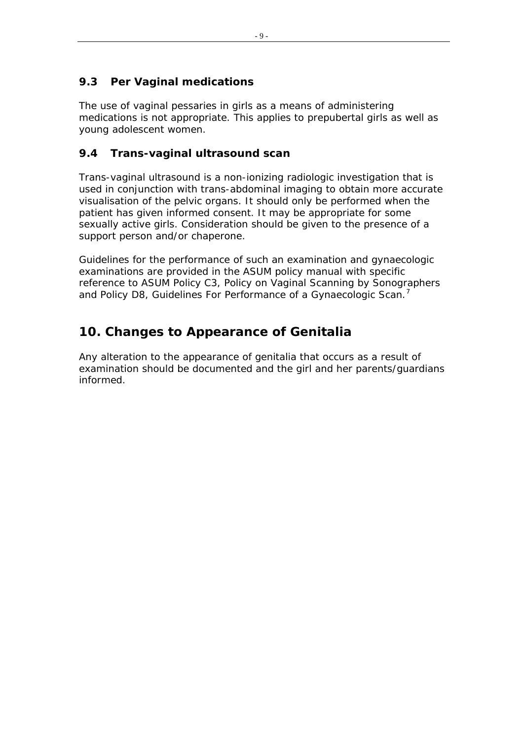### 9.3 Per Vaginal medications

The use of vaginal pessaries in girls as a means of administering medications is not appropriate. This applies to prepubertal girls as well as young adolescent women.

### 9.4 Trans-vaginal ultrasound scan

Trans-vaginal ultrasound is a non-ionizing radiologic investigation that is used in conjunction with trans-abdominal imaging to obtain more accurate visualisation of the pelvic organs. It should only be performed when the patient has given informed consent. It may be appropriate for some sexually active girls. Consideration should be given to the presence of a support person and/or chaperone.

Guidelines for the performance of such an examination and gynaecologic examinations are provided in the ASUM policy manual with specific reference to ASUM Policy C3, Policy on Vaginal Scanning by Sonographers and Policy D8, Guidelines For Performance of a Gynaecologic Scan.[7]

## 10. Changes to Appearance of Genitalia

Any alteration to the appearance of genitalia that occurs as a result of examination should be documented and the girl and her parents/guardians informed.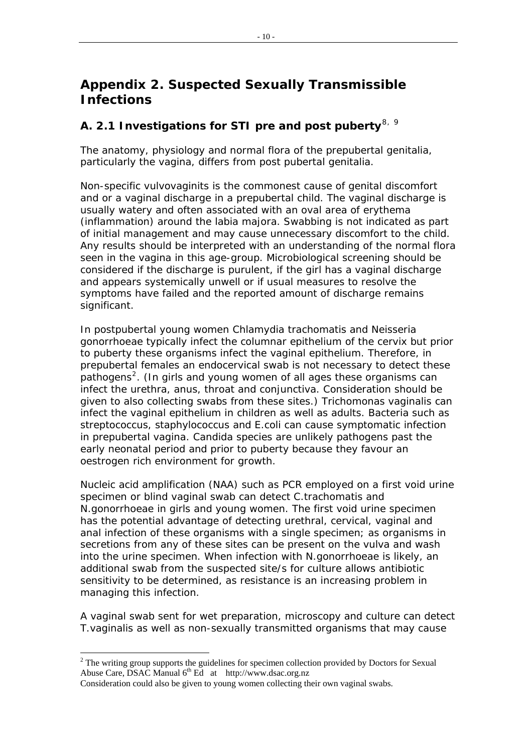# Appendix 2. Suspected Sexually Transmissible Infections

## A. 2.1 Investigations for STI pre and post puberty[8, 9]

The anatomy, physiology and normal flora of the prepubertal genitalia, particularly the vagina, differs from post pubertal genitalia.

Non-specific vulvovaginits is the commonest cause of genital discomfort and or a vaginal discharge in a prepubertal child. The vaginal discharge is usually watery and often associated with an oval area of erythema (inflammation) around the labia majora. Swabbing is not indicated as part of initial management and may cause unnecessary discomfort to the child. Any results should be interpreted with an understanding of the normal flora seen in the vagina in this age-group. Microbiological screening should be considered if the discharge is purulent, if the girl has a vaginal discharge and appears systemically unwell or if usual measures to resolve the symptoms have failed and the reported amount of discharge remains significant.

In postpubertal young women Chlamydia trachomatis and Neisseria gonorrhoeae typically infect the columnar epithelium of the cervix but prior to puberty these organisms infect the vaginal epithelium. Therefore, in prepubertal females an endocervical swab is not necessary to detect these pathogens[2]. (In girls and young women of all ages these organisms can infect the urethra, anus, throat and conjunctiva. Consideration should be given to also collecting swabs from these sites.) Trichomonas vaginalis can infect the vaginal epithelium in children as well as adults. Bacteria such as streptococcus, staphylococcus and E.coli can cause symptomatic infection in prepubertal vagina. Candida species are unlikely pathogens past the early neonatal period and prior to puberty because they favour an oestrogen rich environment for growth.

Nucleic acid amplification (NAA) such as PCR employed on a first void urine specimen or blind vaginal swab can detect C.trachomatis and N.gonorrhoeae in girls and young women. The first void urine specimen has the potential advantage of detecting urethral, cervical, vaginal and anal infection of these organisms with a single specimen; as organisms in secretions from any of these sites can be present on the vulva and wash into the urine specimen. When infection with N.gonorrhoeae is likely, an additional swab from the suspected site/s for culture allows antibiotic sensitivity to be determined, as resistance is an increasing problem in managing this infection.

A vaginal swab sent for wet preparation, microscopy and culture can detect T.vaginalis as well as non-sexually transmitted organisms that may cause

---

[2] The writing group supports the guidelines for specimen collection provided by Doctors for Sexual Abuse Care, DSAC Manual 6th Ed at http://www.dsac.org.nz

Consideration could also be given to young women collecting their own vaginal swabs.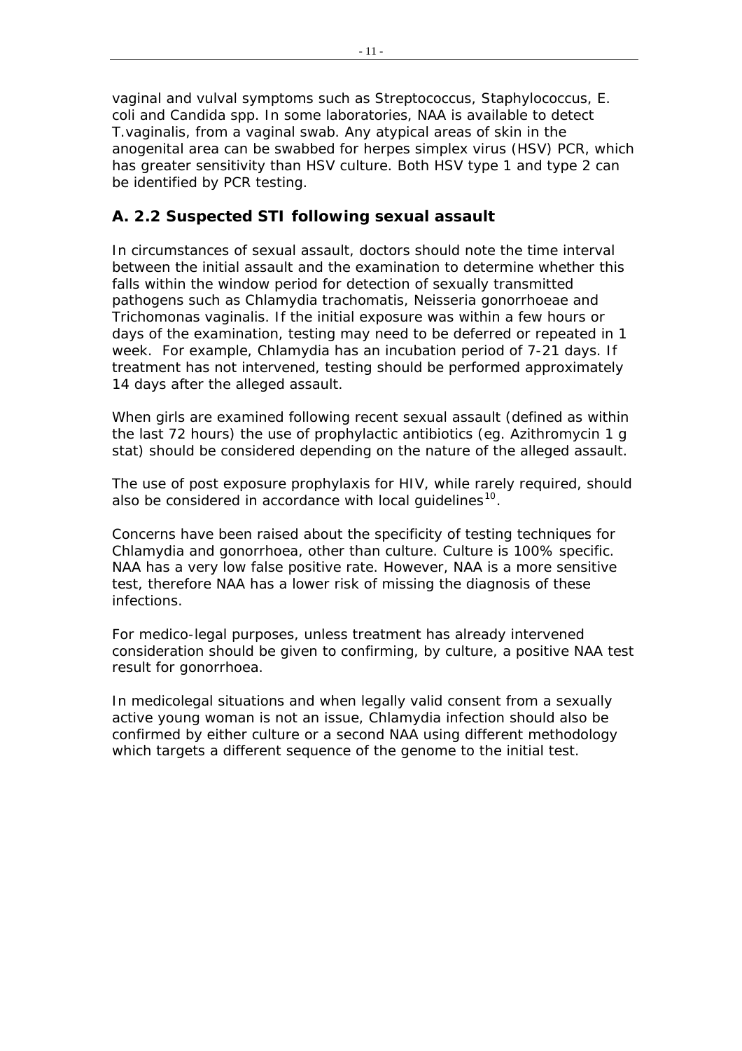vaginal and vulval symptoms such as Streptococcus, Staphylococcus, E. coli and Candida spp. In some laboratories, NAA is available to detect T.vaginalis, from a vaginal swab. Any atypical areas of skin in the anogenital area can be swabbed for herpes simplex virus (HSV) PCR, which has greater sensitivity than HSV culture. Both HSV type 1 and type 2 can be identified by PCR testing.

### A. 2.2 Suspected STI following sexual assault

In circumstances of sexual assault, doctors should note the time interval between the initial assault and the examination to determine whether this falls within the window period for detection of sexually transmitted pathogens such as Chlamydia trachomatis, Neisseria gonorrhoeae and Trichomonas vaginalis. If the initial exposure was within a few hours or days of the examination, testing may need to be deferred or repeated in 1 week. For example, Chlamydia has an incubation period of 7-21 days. If treatment has not intervened, testing should be performed approximately 14 days after the alleged assault.

When girls are examined following recent sexual assault (defined as within the last 72 hours) the use of prophylactic antibiotics (eg. Azithromycin 1 g stat) should be considered depending on the nature of the alleged assault.

The use of post exposure prophylaxis for HIV, while rarely required, should also be considered in accordance with local guidelines[10].

Concerns have been raised about the specificity of testing techniques for Chlamydia and gonorrhoea, other than culture. Culture is 100% specific. NAA has a very low false positive rate. However, NAA is a more sensitive test, therefore NAA has a lower risk of missing the diagnosis of these infections.

For medico-legal purposes, unless treatment has already intervened consideration should be given to confirming, by culture, a positive NAA test result for gonorrhoea.

In medicolegal situations and when legally valid consent from a sexually active young woman is not an issue, Chlamydia infection should also be confirmed by either culture or a second NAA using different methodology which targets a different sequence of the genome to the initial test.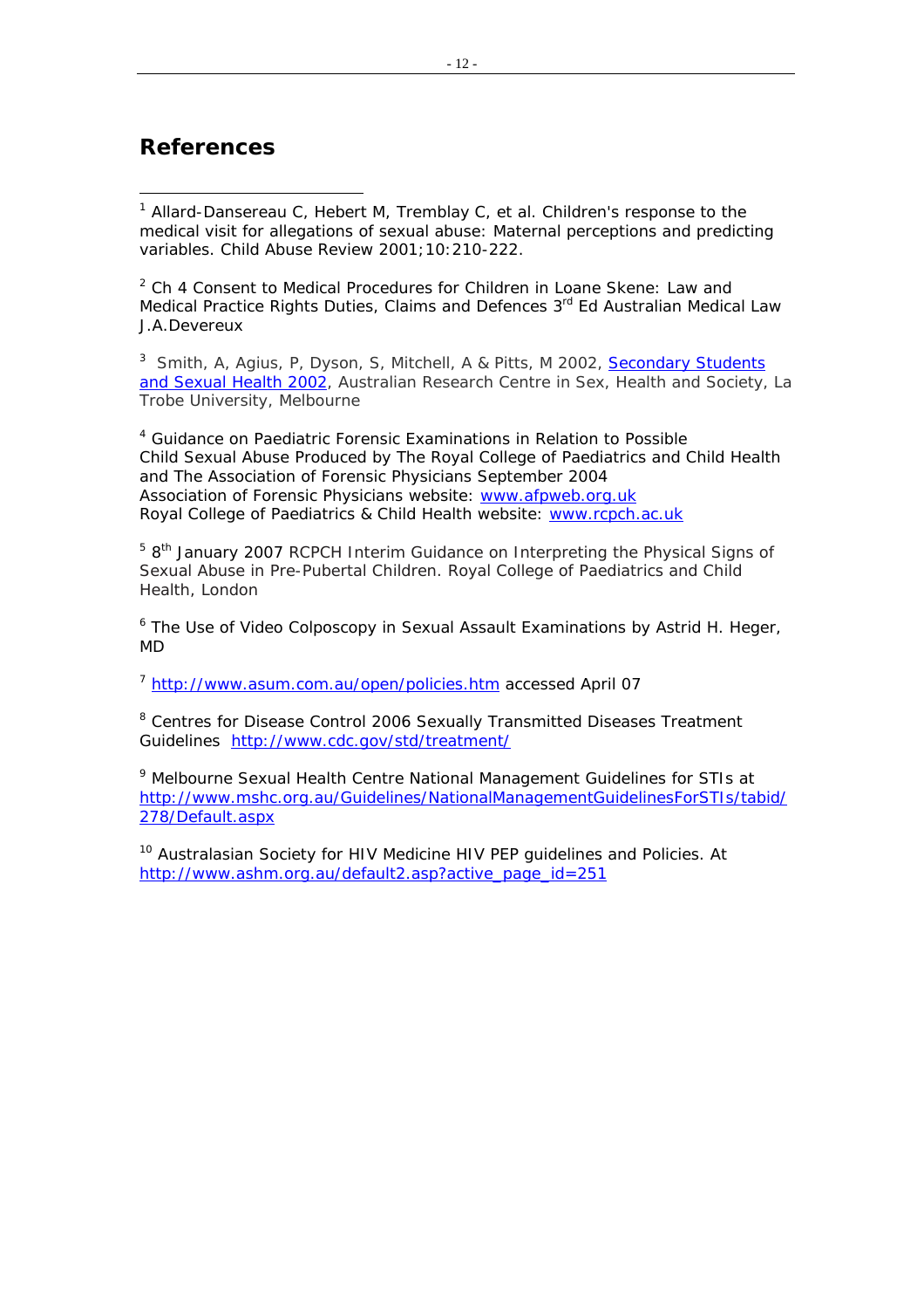## References

[1] Allard-Dansereau C, Hebert M, Tremblay C, et al. Children's response to the medical visit for allegations of sexual abuse: Maternal perceptions and predicting variables. Child Abuse Review 2001;10:210-222.

[2] Ch 4 Consent to Medical Procedures for Children in Loane Skene: Law and Medical Practice Rights Duties, Claims and Defences 3rd Ed Australian Medical Law J.A.Devereux

[3] Smith, A, Agius, P, Dyson, S, Mitchell, A & Pitts, M 2002, Secondary Students and Sexual Health 2002, Australian Research Centre in Sex, Health and Society, La Trobe University, Melbourne

[4] Guidance on Paediatric Forensic Examinations in Relation to Possible Child Sexual Abuse Produced by The Royal College of Paediatrics and Child Health and The Association of Forensic Physicians September 2004
Association of Forensic Physicians website: www.afpweb.org.uk
Royal College of Paediatrics & Child Health website: www.rcpch.ac.uk

[5] 8th January 2007 RCPCH Interim Guidance on Interpreting the Physical Signs of Sexual Abuse in Pre-Pubertal Children. Royal College of Paediatrics and Child Health, London

[6] The Use of Video Colposcopy in Sexual Assault Examinations by Astrid H. Heger, MD

[7] http://www.asum.com.au/open/policies.htm accessed April 07

[8] Centres for Disease Control 2006 Sexually Transmitted Diseases Treatment Guidelines http://www.cdc.gov/std/treatment/

[9] Melbourne Sexual Health Centre National Management Guidelines for STIs at http://www.mshc.org.au/Guidelines/NationalManagementGuidelinesForSTIs/tabid/278/Default.aspx

[10] Australasian Society for HIV Medicine HIV PEP guidelines and Policies. At http://www.ashm.org.au/default2.asp?active_page_id=251